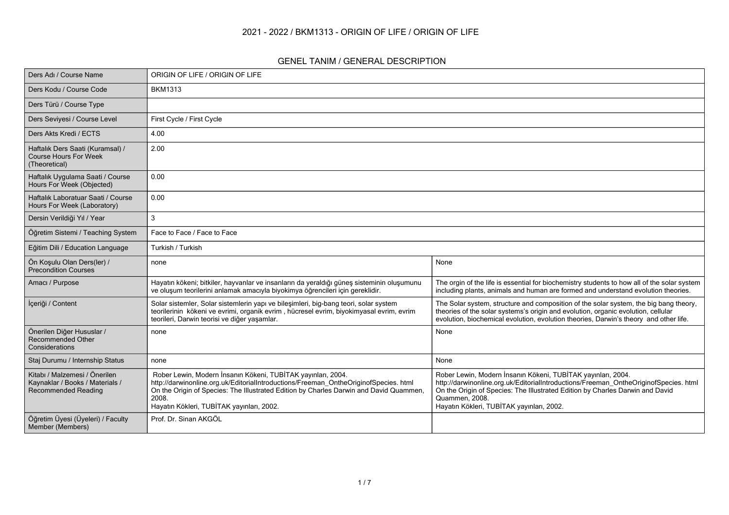# 2021 - 2022 / BKM1313 - ORIGIN OF LIFE / ORIGIN OF LIFE

## GENEL TANIM / GENERAL DESCRIPTION

| | | |
|---|---|---|
| Ders Adı / Course Name | ORIGIN OF LIFE / ORIGIN OF LIFE | |
| Ders Kodu / Course Code | BKM1313 | |
| Ders Türü / Course Type | | |
| Ders Seviyesi / Course Level | First Cycle / First Cycle | |
| Ders Akts Kredi / ECTS | 4.00 | |
| Haftalık Ders Saati (Kuramsal) / Course Hours For Week (Theoretical) | 2.00 | |
| Haftalık Uygulama Saati / Course Hours For Week (Objected) | 0.00 | |
| Haftalık Laboratuar Saati / Course Hours For Week (Laboratory) | 0.00 | |
| Dersin Verildiği Yıl / Year | 3 | |
| Öğretim Sistemi / Teaching System | Face to Face / Face to Face | |
| Eğitim Dili / Education Language | Turkish / Turkish | |
| Ön Koşulu Olan Ders(ler) / Precondition Courses | none | None |
| Amacı / Purpose | Hayatın kökeni; bitkiler, hayvanlar ve insanların da yeraldığı güneş sisteminin oluşumunu ve oluşum teorilerini anlamak amacıyla biyokimya öğrencileri için gereklidir. | The orgin of the life is essential for biochemistry students to how all of the solar system including plants, animals and human are formed and understand evolution theories. |
| İçeriği / Content | Solar sistemler, Solar sistemlerin yapı ve bileşimleri, big-bang teori, solar system teorilerinin kökeni ve evrimi, organik evrim , hücresel evrim, biyokimyasal evrim, evrim teorileri, Darwin teorisi ve diğer yaşamlar. | The Solar system, structure and composition of the solar system, the big bang theory, theories of the solar systems's origin and evolution, organic evolution, cellular evolution, biochemical evolution, evolution theories, Darwin's theory and other life. |
| Önerilen Diğer Hususlar / Recommended Other Considerations | none | None |
| Staj Durumu / Internship Status | none | None |
| Kitabı / Malzemesi / Önerilen Kaynaklar / Books / Materials / Recommended Reading | Rober Lewin, Modern İnsanın Kökeni, TUBİTAK yayınları, 2004. http://darwinonline.org.uk/EditorialIntroductions/Freeman_OntheOriginofSpecies.html On the Origin of Species: The Illustrated Edition by Charles Darwin and David Quammen, 2008. Hayatın Kökleri, TUBİTAK yayınları, 2002. | Rober Lewin, Modern İnsanın Kökeni, TUBİTAK yayınları, 2004. http://darwinonline.org.uk/EditorialIntroductions/Freeman_OntheOriginofSpecies.html On the Origin of Species: The Illustrated Edition by Charles Darwin and David Quammen, 2008. Hayatın Kökleri, TUBİTAK yayınları, 2002. |
| Öğretim Üyesi (Üyeleri) / Faculty Member (Members) | Prof. Dr. Sinan AKGÖL | |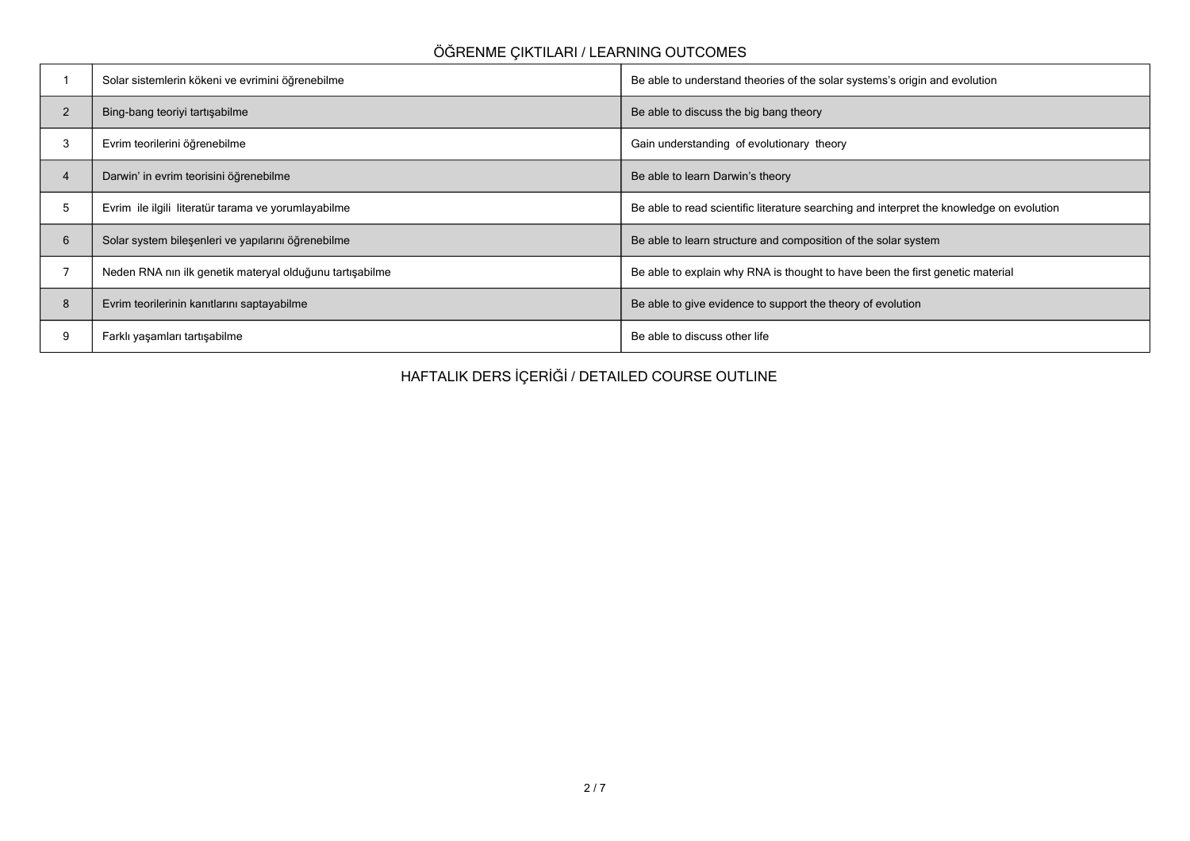## ÖĞRENME ÇIKTILARI / LEARNING OUTCOMES

| | | |
|---|---|---|
| 1 | Solar sistemlerin kökeni ve evrimini öğrenebilme | Be able to understand theories of the solar systems's origin and evolution |
| 2 | Bing-bang teoriyi tartışabilme | Be able to discuss the big bang theory |
| 3 | Evrim teorilerini öğrenebilme | Gain understanding of evolutionary theory |
| 4 | Darwin' in evrim teorisini öğrenebilme | Be able to learn Darwin's theory |
| 5 | Evrim ile ilgili literatür tarama ve yorumlayabilme | Be able to read scientific literature searching and interpret the knowledge on evolution |
| 6 | Solar system bileşenleri ve yapılarını öğrenebilme | Be able to learn structure and composition of the solar system |
| 7 | Neden RNA nın ilk genetik materyal olduğunu tartışabilme | Be able to explain why RNA is thought to have been the first genetic material |
| 8 | Evrim teorilerinin kanıtlarını saptayabilme | Be able to give evidence to support the theory of evolution |
| 9 | Farklı yaşamları tartışabilme | Be able to discuss other life |

## HAFTALIK DERS İÇERİĞİ / DETAILED COURSE OUTLINE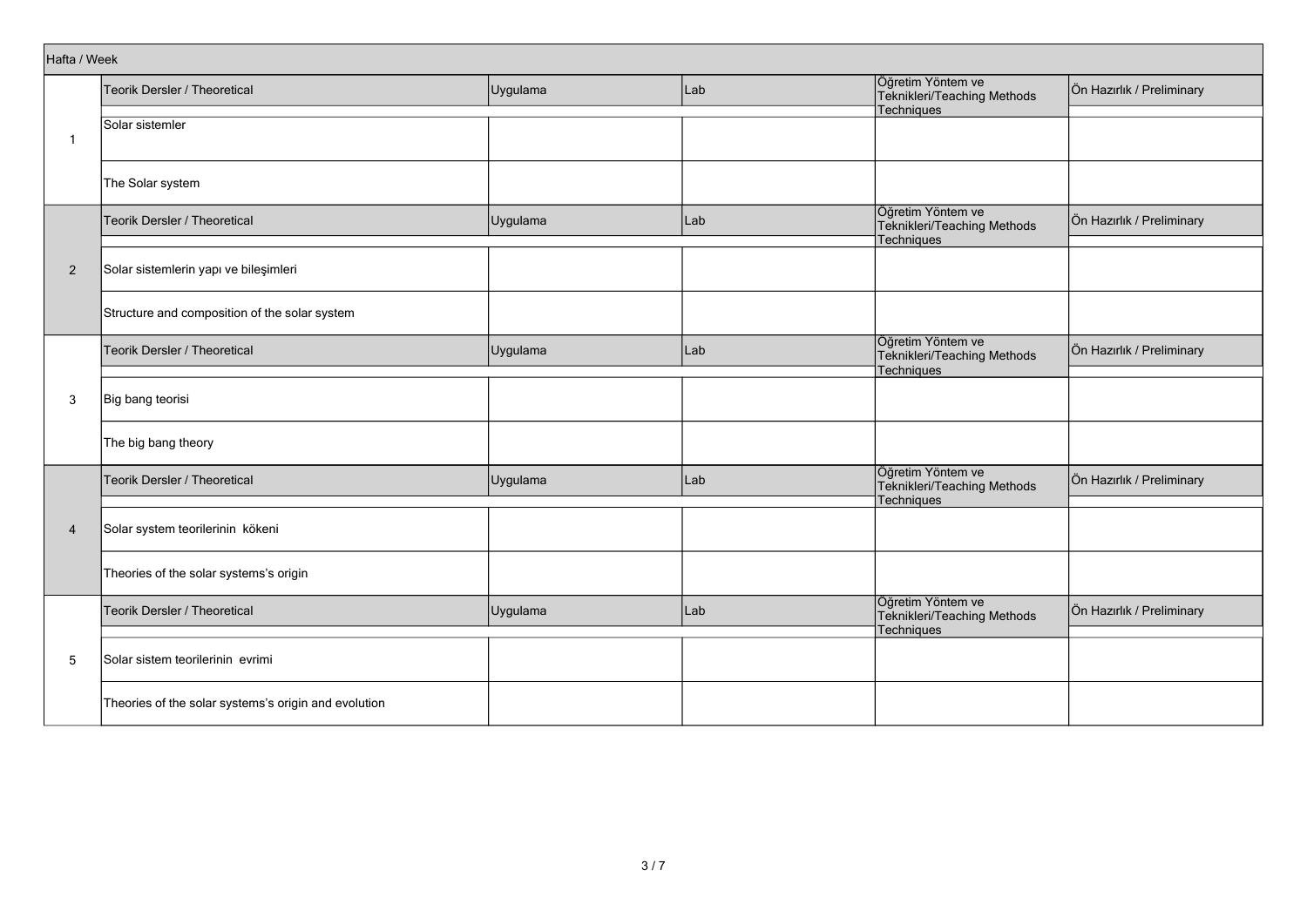| Hafta / Week | | | | | |
|---|---|---|---|---|---|
| 1 | Teorik Dersler / Theoretical | Uygulama | Lab | Öğretim Yöntem ve Teknikleri/Teaching Methods Techniques | Ön Hazırlık / Preliminary |
| | Solar sistemler | | | | |
| | The Solar system | | | | |
| 2 | Teorik Dersler / Theoretical | Uygulama | Lab | Öğretim Yöntem ve Teknikleri/Teaching Methods Techniques | Ön Hazırlık / Preliminary |
| | Solar sistemlerin yapı ve bileşimleri | | | | |
| | Structure and composition of the solar system | | | | |
| 3 | Teorik Dersler / Theoretical | Uygulama | Lab | Öğretim Yöntem ve Teknikleri/Teaching Methods Techniques | Ön Hazırlık / Preliminary |
| | Big bang teorisi | | | | |
| | The big bang theory | | | | |
| 4 | Teorik Dersler / Theoretical | Uygulama | Lab | Öğretim Yöntem ve Teknikleri/Teaching Methods Techniques | Ön Hazırlık / Preliminary |
| | Solar system teorilerinin kökeni | | | | |
| | Theories of the solar systems's origin | | | | |
| 5 | Teorik Dersler / Theoretical | Uygulama | Lab | Öğretim Yöntem ve Teknikleri/Teaching Methods Techniques | Ön Hazırlık / Preliminary |
| | Solar sistem teorilerinin evrimi | | | | |
| | Theories of the solar systems's origin and evolution | | | | |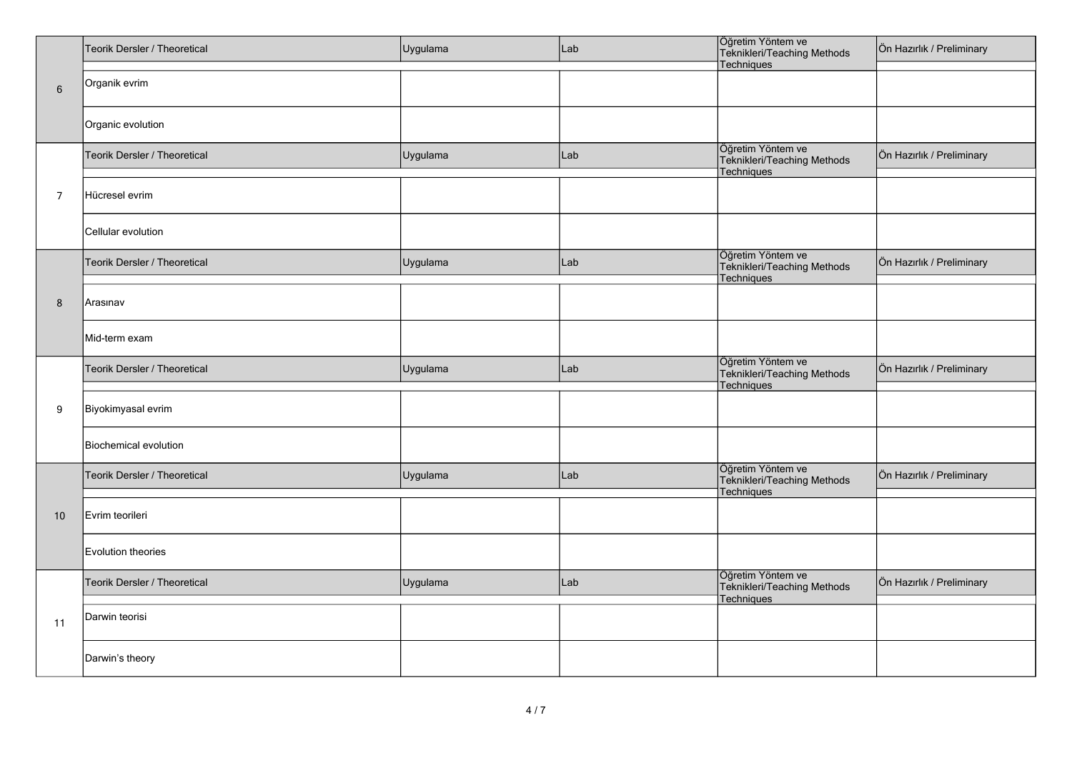| | | | | | |
|---|---|---|---|---|---|
| 6 | Teorik Dersler / Theoretical | Uygulama | Lab | Öğretim Yöntem ve Teknikleri/Teaching Methods Techniques | Ön Hazırlık / Preliminary |
| | Organik evrim | | | | |
| | Organic evolution | | | | |
| 7 | Teorik Dersler / Theoretical | Uygulama | Lab | Öğretim Yöntem ve Teknikleri/Teaching Methods Techniques | Ön Hazırlık / Preliminary |
| | Hücresel evrim | | | | |
| | Cellular evolution | | | | |
| 8 | Teorik Dersler / Theoretical | Uygulama | Lab | Öğretim Yöntem ve Teknikleri/Teaching Methods Techniques | Ön Hazırlık / Preliminary |
| | Arasınav | | | | |
| | Mid-term exam | | | | |
| 9 | Teorik Dersler / Theoretical | Uygulama | Lab | Öğretim Yöntem ve Teknikleri/Teaching Methods Techniques | Ön Hazırlık / Preliminary |
| | Biyokimyasal evrim | | | | |
| | Biochemical evolution | | | | |
| 10 | Teorik Dersler / Theoretical | Uygulama | Lab | Öğretim Yöntem ve Teknikleri/Teaching Methods Techniques | Ön Hazırlık / Preliminary |
| | Evrim teorileri | | | | |
| | Evolution theories | | | | |
| 11 | Teorik Dersler / Theoretical | Uygulama | Lab | Öğretim Yöntem ve Teknikleri/Teaching Methods Techniques | Ön Hazırlık / Preliminary |
| | Darwin teorisi | | | | |
| | Darwin's theory | | | | |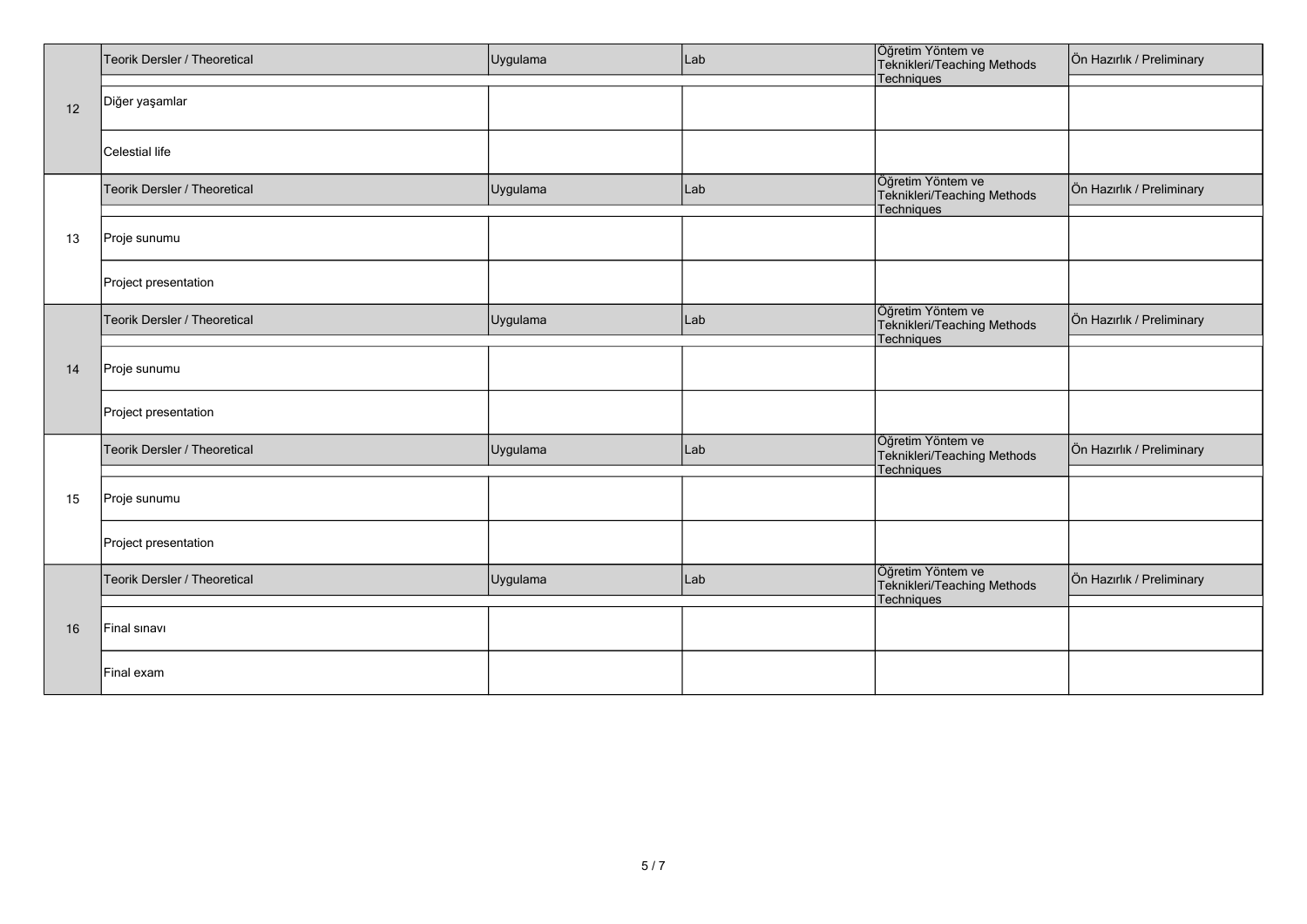| | Teorik Dersler / Theoretical | Uygulama | Lab | Öğretim Yöntem ve Teknikleri/Teaching Methods Techniques | Ön Hazırlık / Preliminary |
|---|---|---|---|---|---|
| 12 | Diğer yaşamlar | | | | |
| | Celestial life | | | | |
| | Teorik Dersler / Theoretical | Uygulama | Lab | Öğretim Yöntem ve Teknikleri/Teaching Methods Techniques | Ön Hazırlık / Preliminary |
| 13 | Proje sunumu | | | | |
| | Project presentation | | | | |
| | Teorik Dersler / Theoretical | Uygulama | Lab | Öğretim Yöntem ve Teknikleri/Teaching Methods Techniques | Ön Hazırlık / Preliminary |
| 14 | Proje sunumu | | | | |
| | Project presentation | | | | |
| | Teorik Dersler / Theoretical | Uygulama | Lab | Öğretim Yöntem ve Teknikleri/Teaching Methods Techniques | Ön Hazırlık / Preliminary |
| 15 | Proje sunumu | | | | |
| | Project presentation | | | | |
| | Teorik Dersler / Theoretical | Uygulama | Lab | Öğretim Yöntem ve Teknikleri/Teaching Methods Techniques | Ön Hazırlık / Preliminary |
| 16 | Final sınavı | | | | |
| | Final exam | | | | |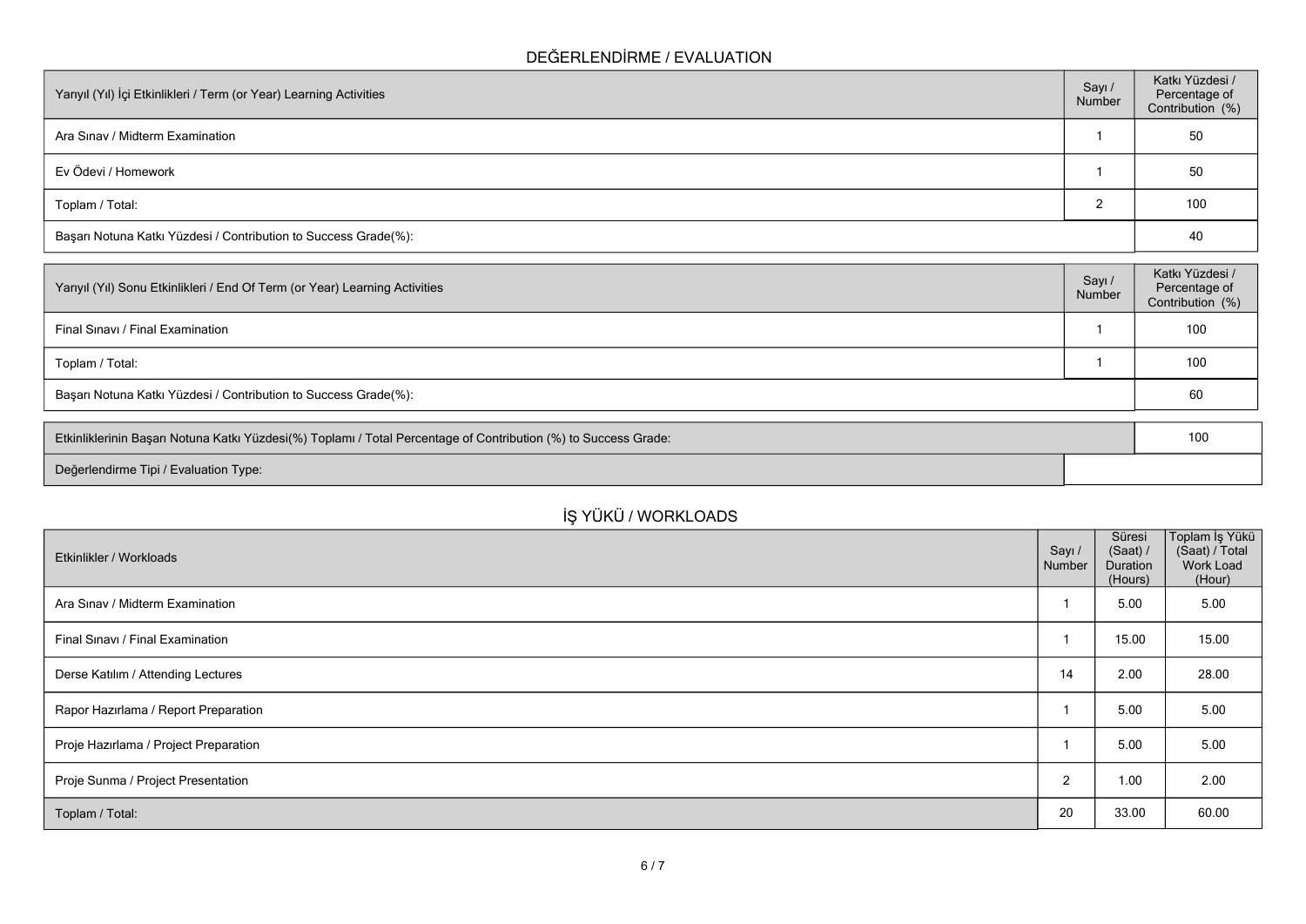## DEĞERLENDİRME / EVALUATION

| Yarıyıl (Yıl) İçi Etkinlikleri / Term (or Year) Learning Activities | Sayı / Number | Katkı Yüzdesi / Percentage of Contribution (%) |
|---|---|---|
| Ara Sınav / Midterm Examination | 1 | 50 |
| Ev Ödevi / Homework | 1 | 50 |
| Toplam / Total: | 2 | 100 |
| Başarı Notuna Katkı Yüzdesi / Contribution to Success Grade(%): | | 40 |

| Yarıyıl (Yıl) Sonu Etkinlikleri / End Of Term (or Year) Learning Activities | Sayı / Number | Katkı Yüzdesi / Percentage of Contribution (%) |
|---|---|---|
| Final Sınavı / Final Examination | 1 | 100 |
| Toplam / Total: | 1 | 100 |
| Başarı Notuna Katkı Yüzdesi / Contribution to Success Grade(%): | | 60 |

| | |
|---|---|
| Etkinliklerinin Başarı Notuna Katkı Yüzdesi(%) Toplamı / Total Percentage of Contribution (%) to Success Grade: | 100 |
| Değerlendirme Tipi / Evaluation Type: | |

## İŞ YÜKÜ / WORKLOADS

| Etkinlikler / Workloads | Sayı / Number | Süresi (Saat) / Duration (Hours) | Toplam İş Yükü (Saat) / Total Work Load (Hour) |
|---|---|---|---|
| Ara Sınav / Midterm Examination | 1 | 5.00 | 5.00 |
| Final Sınavı / Final Examination | 1 | 15.00 | 15.00 |
| Derse Katılım / Attending Lectures | 14 | 2.00 | 28.00 |
| Rapor Hazırlama / Report Preparation | 1 | 5.00 | 5.00 |
| Proje Hazırlama / Project Preparation | 1 | 5.00 | 5.00 |
| Proje Sunma / Project Presentation | 2 | 1.00 | 2.00 |
| Toplam / Total: | 20 | 33.00 | 60.00 |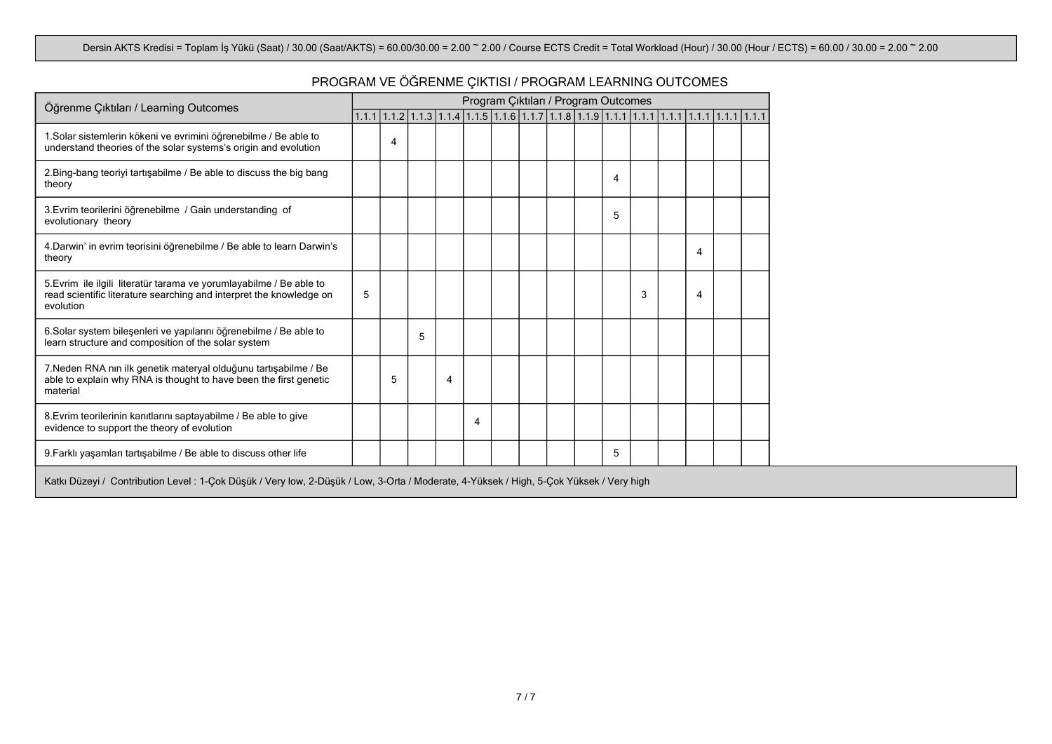Dersin AKTS Kredisi = Toplam İş Yükü (Saat) / 30.00 (Saat/AKTS) = 60.00/30.00 = 2.00 ~ 2.00 / Course ECTS Credit = Total Workload (Hour) / 30.00 (Hour / ECTS) = 60.00 / 30.00 = 2.00 ~ 2.00

## PROGRAM VE ÖĞRENME ÇIKTISI / PROGRAM LEARNING OUTCOMES

| Öğrenme Çıktıları / Learning Outcomes | Program Çıktıları / Program Outcomes | | | | | | | | | | | | | | |
|---|---|---|---|---|---|---|---|---|---|---|---|---|---|---|---|
| | 1.1.1 | 1.1.2 | 1.1.3 | 1.1.4 | 1.1.5 | 1.1.6 | 1.1.7 | 1.1.8 | 1.1.9 | 1.1.1 | 1.1.1 | 1.1.1 | 1.1.1 | 1.1.1 | 1.1.1 |
| 1.Solar sistemlerin kökeni ve evrimini öğrenebilme / Be able to understand theories of the solar systems's origin and evolution | | 4 | | | | | | | | | | | | | |
| 2.Bing-bang teoriyi tartışabilme / Be able to discuss the big bang theory | | | | | | | | | | 4 | | | | | |
| 3.Evrim teorilerini öğrenebilme / Gain understanding of evolutionary theory | | | | | | | | | | 5 | | | | | |
| 4.Darwin' in evrim teorisini öğrenebilme / Be able to learn Darwin's theory | | | | | | | | | | | | | 4 | | |
| 5.Evrim ile ilgili literatür tarama ve yorumlayabilme / Be able to read scientific literature searching and interpret the knowledge on evolution | 5 | | | | | | | | | | 3 | | 4 | | |
| 6.Solar system bileşenleri ve yapılarını öğrenebilme / Be able to learn structure and composition of the solar system | | | 5 | | | | | | | | | | | | |
| 7.Neden RNA nın ilk genetik materyal olduğunu tartışabilme / Be able to explain why RNA is thought to have been the first genetic material | | 5 | | 4 | | | | | | | | | | | |
| 8.Evrim teorilerinin kanıtlarını saptayabilme / Be able to give evidence to support the theory of evolution | | | | | 4 | | | | | | | | | | |
| 9.Farklı yaşamları tartışabilme / Be able to discuss other life | | | | | | | | | | 5 | | | | | |

Katkı Düzeyi / Contribution Level : 1-Çok Düşük / Very low, 2-Düşük / Low, 3-Orta / Moderate, 4-Yüksek / High, 5-Çok Yüksek / Very high